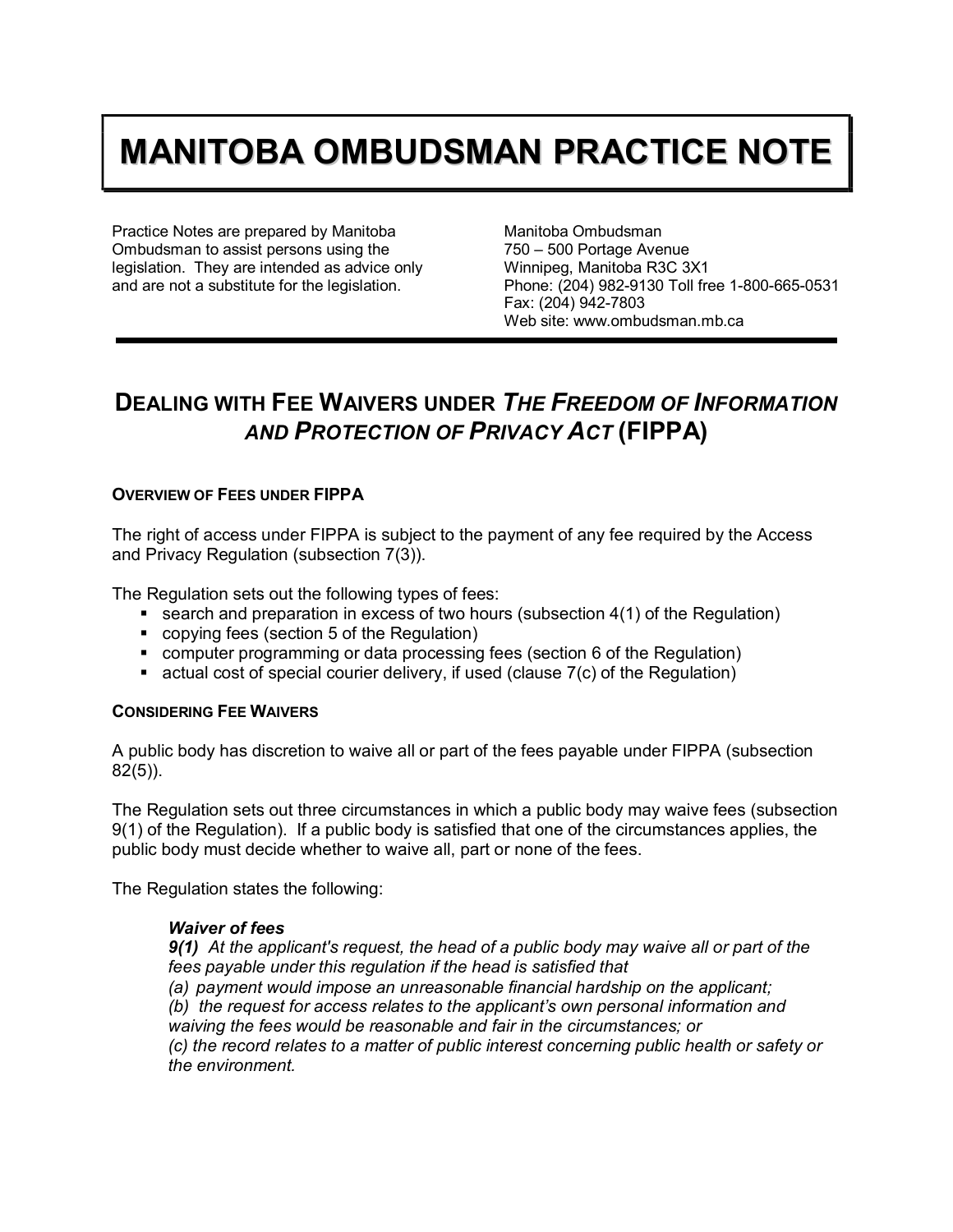# MANITOBA OMBUDSMAN PRACTICE NOTE

Practice Notes are prepared by Manitoba Ombudsman to assist persons using the legislation. They are intended as advice only and are not a substitute for the legislation.

Manitoba Ombudsman
750 – 500 Portage Avenue
Winnipeg, Manitoba R3C 3X1
Phone: (204) 982-9130 Toll free 1-800-665-0531
Fax: (204) 942-7803
Web site: www.ombudsman.mb.ca

## DEALING WITH FEE WAIVERS UNDER *THE FREEDOM OF INFORMATION AND PROTECTION OF PRIVACY ACT* (FIPPA)

### OVERVIEW OF FEES UNDER FIPPA

The right of access under FIPPA is subject to the payment of any fee required by the Access and Privacy Regulation (subsection 7(3)).

The Regulation sets out the following types of fees:

- search and preparation in excess of two hours (subsection 4(1) of the Regulation)
- copying fees (section 5 of the Regulation)
- computer programming or data processing fees (section 6 of the Regulation)
- actual cost of special courier delivery, if used (clause 7(c) of the Regulation)

### CONSIDERING FEE WAIVERS

A public body has discretion to waive all or part of the fees payable under FIPPA (subsection 82(5)).

The Regulation sets out three circumstances in which a public body may waive fees (subsection 9(1) of the Regulation). If a public body is satisfied that one of the circumstances applies, the public body must decide whether to waive all, part or none of the fees.

The Regulation states the following:

> ***Waiver of fees***
> ***9(1)*** *At the applicant's request, the head of a public body may waive all or part of the fees payable under this regulation if the head is satisfied that*
> *(a) payment would impose an unreasonable financial hardship on the applicant;*
> *(b) the request for access relates to the applicant's own personal information and waiving the fees would be reasonable and fair in the circumstances; or*
> *(c) the record relates to a matter of public interest concerning public health or safety or the environment.*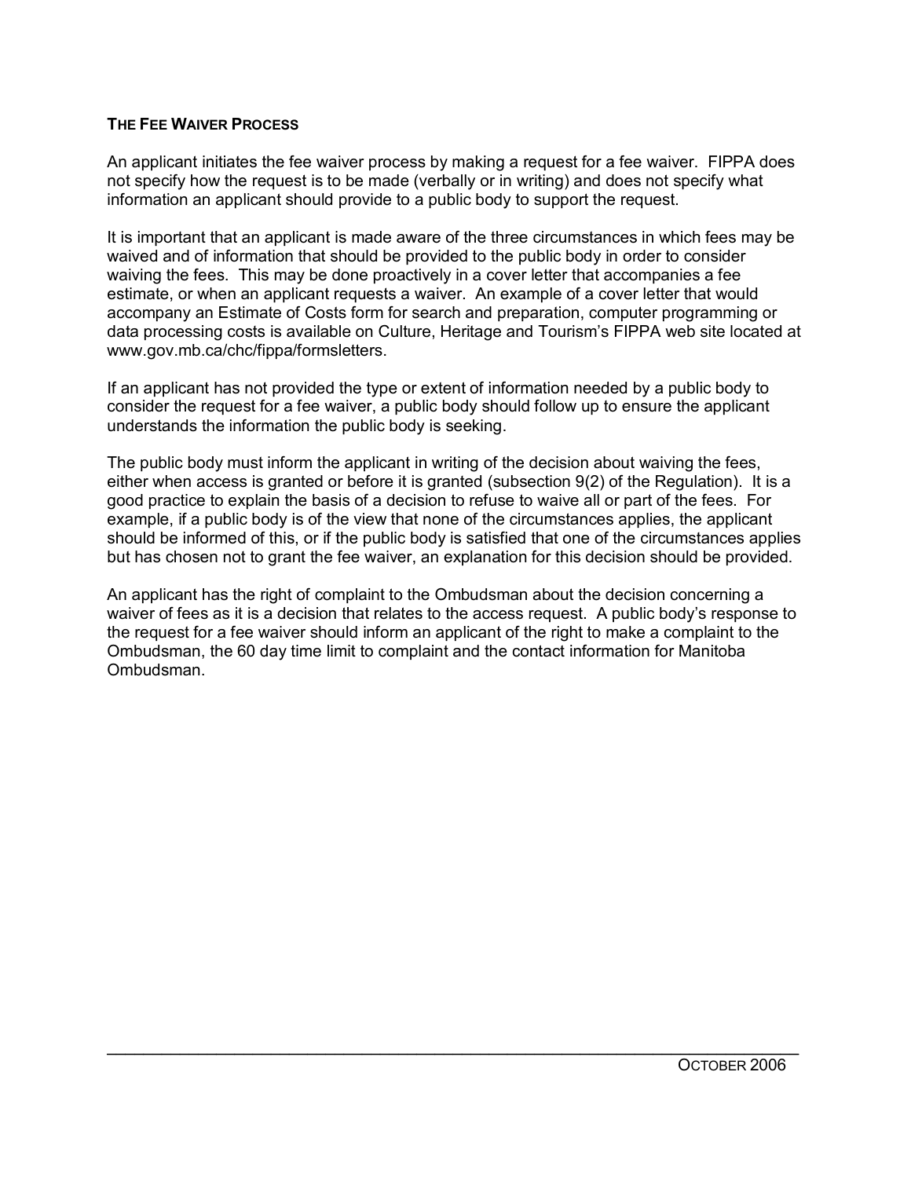## THE FEE WAIVER PROCESS

An applicant initiates the fee waiver process by making a request for a fee waiver. FIPPA does not specify how the request is to be made (verbally or in writing) and does not specify what information an applicant should provide to a public body to support the request.

It is important that an applicant is made aware of the three circumstances in which fees may be waived and of information that should be provided to the public body in order to consider waiving the fees. This may be done proactively in a cover letter that accompanies a fee estimate, or when an applicant requests a waiver. An example of a cover letter that would accompany an Estimate of Costs form for search and preparation, computer programming or data processing costs is available on Culture, Heritage and Tourism's FIPPA web site located at www.gov.mb.ca/chc/fippa/formsletters.

If an applicant has not provided the type or extent of information needed by a public body to consider the request for a fee waiver, a public body should follow up to ensure the applicant understands the information the public body is seeking.

The public body must inform the applicant in writing of the decision about waiving the fees, either when access is granted or before it is granted (subsection 9(2) of the Regulation). It is a good practice to explain the basis of a decision to refuse to waive all or part of the fees. For example, if a public body is of the view that none of the circumstances applies, the applicant should be informed of this, or if the public body is satisfied that one of the circumstances applies but has chosen not to grant the fee waiver, an explanation for this decision should be provided.

An applicant has the right of complaint to the Ombudsman about the decision concerning a waiver of fees as it is a decision that relates to the access request. A public body's response to the request for a fee waiver should inform an applicant of the right to make a complaint to the Ombudsman, the 60 day time limit to complaint and the contact information for Manitoba Ombudsman.